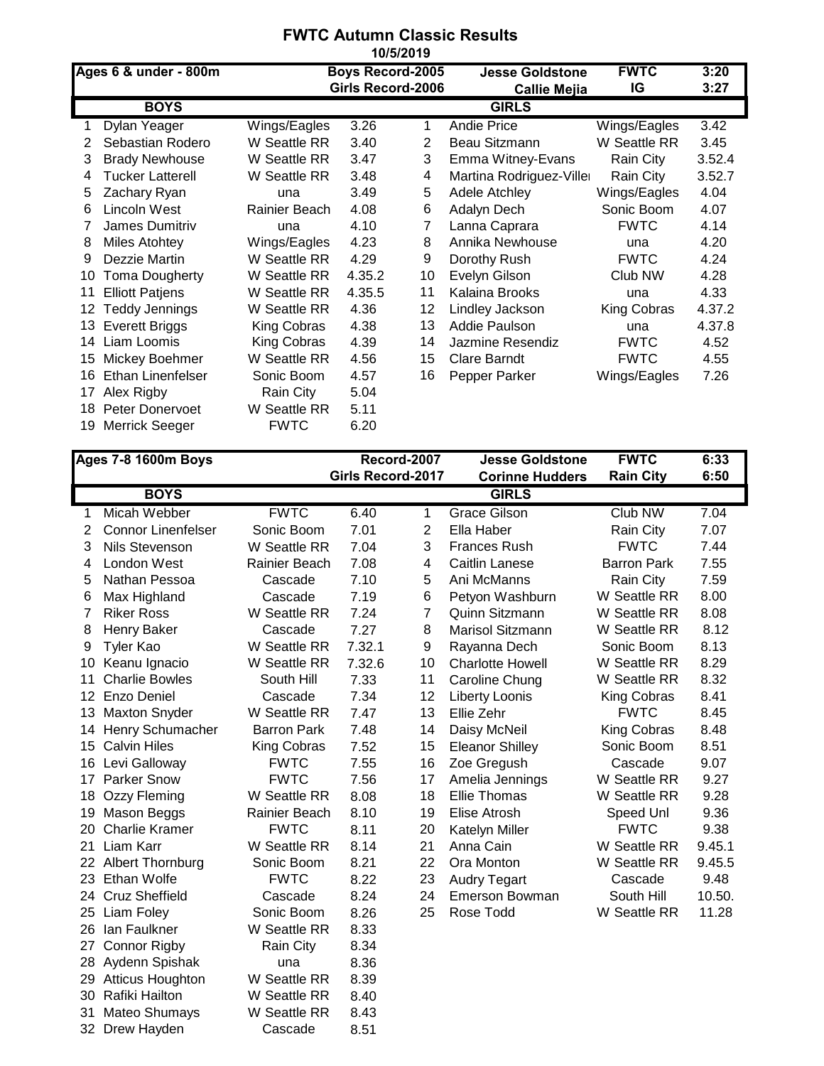# FWTC Autumn Classic Results

10/5/2019

| Ages 6 & under - 800m | | | Boys Record-2005 | | Jesse Goldstone | FWTC | 3:20 |
|---|---|---|---|---|---|---|---|
| | | | Girls Record-2006 | | Callie Mejia | IG | 3:27 |
| | **BOYS** | | | | **GIRLS** | | |
| 1 | Dylan Yeager | Wings/Eagles | 3.26 | 1 | Andie Price | Wings/Eagles | 3.42 |
| 2 | Sebastian Rodero | W Seattle RR | 3.40 | 2 | Beau Sitzmann | W Seattle RR | 3.45 |
| 3 | Brady Newhouse | W Seattle RR | 3.47 | 3 | Emma Witney-Evans | Rain City | 3.52.4 |
| 4 | Tucker Latterell | W Seattle RR | 3.48 | 4 | Martina Rodriguez-Viller | Rain City | 3.52.7 |
| 5 | Zachary Ryan | una | 3.49 | 5 | Adele Atchley | Wings/Eagles | 4.04 |
| 6 | Lincoln West | Rainier Beach | 4.08 | 6 | Adalyn Dech | Sonic Boom | 4.07 |
| 7 | James Dumitriv | una | 4.10 | 7 | Lanna Caprara | FWTC | 4.14 |
| 8 | Miles Atohtey | Wings/Eagles | 4.23 | 8 | Annika Newhouse | una | 4.20 |
| 9 | Dezzie Martin | W Seattle RR | 4.29 | 9 | Dorothy Rush | FWTC | 4.24 |
| 10 | Toma Dougherty | W Seattle RR | 4.35.2 | 10 | Evelyn Gilson | Club NW | 4.28 |
| 11 | Elliott Patjens | W Seattle RR | 4.35.5 | 11 | Kalaina Brooks | una | 4.33 |
| 12 | Teddy Jennings | W Seattle RR | 4.36 | 12 | Lindley Jackson | King Cobras | 4.37.2 |
| 13 | Everett Briggs | King Cobras | 4.38 | 13 | Addie Paulson | una | 4.37.8 |
| 14 | Liam Loomis | King Cobras | 4.39 | 14 | Jazmine Resendiz | FWTC | 4.52 |
| 15 | Mickey Boehmer | W Seattle RR | 4.56 | 15 | Clare Barndt | FWTC | 4.55 |
| 16 | Ethan Linenfelser | Sonic Boom | 4.57 | 16 | Pepper Parker | Wings/Eagles | 7.26 |
| 17 | Alex Rigby | Rain City | 5.04 | | | | |
| 18 | Peter Donervoet | W Seattle RR | 5.11 | | | | |
| 19 | Merrick Seeger | FWTC | 6.20 | | | | |

| Ages 7-8 1600m Boys | | | Record-2007 | | Jesse Goldstone | FWTC | 6:33 |
|---|---|---|---|---|---|---|---|
| | | | Girls Record-2017 | | Corinne Hudders | Rain City | 6:50 |
| | **BOYS** | | | | **GIRLS** | | |
| 1 | Micah Webber | FWTC | 6.40 | 1 | Grace Gilson | Club NW | 7.04 |
| 2 | Connor Linenfelser | Sonic Boom | 7.01 | 2 | Ella Haber | Rain City | 7.07 |
| 3 | Nils Stevenson | W Seattle RR | 7.04 | 3 | Frances Rush | FWTC | 7.44 |
| 4 | London West | Rainier Beach | 7.08 | 4 | Caitlin Lanese | Barron Park | 7.55 |
| 5 | Nathan Pessoa | Cascade | 7.10 | 5 | Ani McManns | Rain City | 7.59 |
| 6 | Max Highland | Cascade | 7.19 | 6 | Petyon Washburn | W Seattle RR | 8.00 |
| 7 | Riker Ross | W Seattle RR | 7.24 | 7 | Quinn Sitzmann | W Seattle RR | 8.08 |
| 8 | Henry Baker | Cascade | 7.27 | 8 | Marisol Sitzmann | W Seattle RR | 8.12 |
| 9 | Tyler Kao | W Seattle RR | 7.32.1 | 9 | Rayanna Dech | Sonic Boom | 8.13 |
| 10 | Keanu Ignacio | W Seattle RR | 7.32.6 | 10 | Charlotte Howell | W Seattle RR | 8.29 |
| 11 | Charlie Bowles | South Hill | 7.33 | 11 | Caroline Chung | W Seattle RR | 8.32 |
| 12 | Enzo Deniel | Cascade | 7.34 | 12 | Liberty Loonis | King Cobras | 8.41 |
| 13 | Maxton Snyder | W Seattle RR | 7.47 | 13 | Ellie Zehr | FWTC | 8.45 |
| 14 | Henry Schumacher | Barron Park | 7.48 | 14 | Daisy McNeil | King Cobras | 8.48 |
| 15 | Calvin Hiles | King Cobras | 7.52 | 15 | Eleanor Shilley | Sonic Boom | 8.51 |
| 16 | Levi Galloway | FWTC | 7.55 | 16 | Zoe Gregush | Cascade | 9.07 |
| 17 | Parker Snow | FWTC | 7.56 | 17 | Amelia Jennings | W Seattle RR | 9.27 |
| 18 | Ozzy Fleming | W Seattle RR | 8.08 | 18 | Ellie Thomas | W Seattle RR | 9.28 |
| 19 | Mason Beggs | Rainier Beach | 8.10 | 19 | Elise Atrosh | Speed Unl | 9.36 |
| 20 | Charlie Kramer | FWTC | 8.11 | 20 | Katelyn Miller | FWTC | 9.38 |
| 21 | Liam Karr | W Seattle RR | 8.14 | 21 | Anna Cain | W Seattle RR | 9.45.1 |
| 22 | Albert Thornburg | Sonic Boom | 8.21 | 22 | Ora Monton | W Seattle RR | 9.45.5 |
| 23 | Ethan Wolfe | FWTC | 8.22 | 23 | Audry Tegart | Cascade | 9.48 |
| 24 | Cruz Sheffield | Cascade | 8.24 | 24 | Emerson Bowman | South Hill | 10.50. |
| 25 | Liam Foley | Sonic Boom | 8.26 | 25 | Rose Todd | W Seattle RR | 11.28 |
| 26 | Ian Faulkner | W Seattle RR | 8.33 | | | | |
| 27 | Connor Rigby | Rain City | 8.34 | | | | |
| 28 | Aydenn Spishak | una | 8.36 | | | | |
| 29 | Atticus Houghton | W Seattle RR | 8.39 | | | | |
| 30 | Rafiki Hailton | W Seattle RR | 8.40 | | | | |
| 31 | Mateo Shumays | W Seattle RR | 8.43 | | | | |
| 32 | Drew Hayden | Cascade | 8.51 | | | | |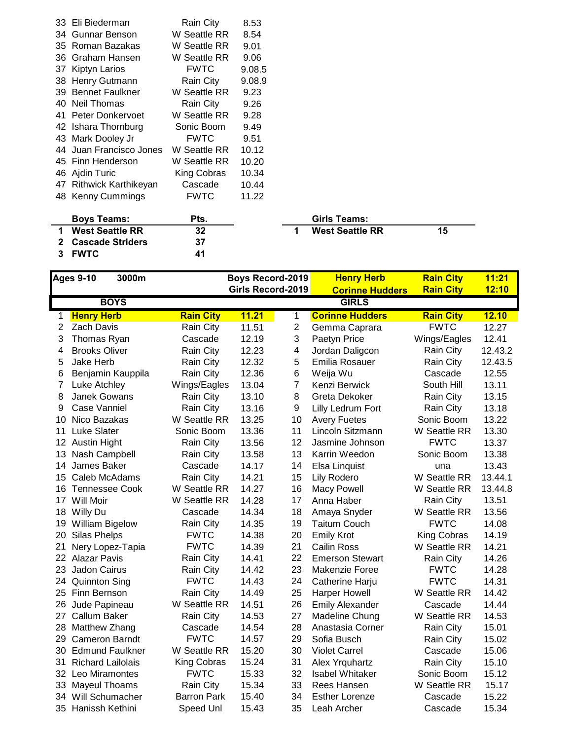| | | | |
|---|---|---|---|
| 33 | Eli Biederman | Rain City | 8.53 |
| 34 | Gunnar Benson | W Seattle RR | 8.54 |
| 35 | Roman Bazakas | W Seattle RR | 9.01 |
| 36 | Graham Hansen | W Seattle RR | 9.06 |
| 37 | Kiptyn Larios | FWTC | 9.08.5 |
| 38 | Henry Gutmann | Rain City | 9.08.9 |
| 39 | Bennet Faulkner | W Seattle RR | 9.23 |
| 40 | Neil Thomas | Rain City | 9.26 |
| 41 | Peter Donkervoet | W Seattle RR | 9.28 |
| 42 | Ishara Thornburg | Sonic Boom | 9.49 |
| 43 | Mark Dooley Jr | FWTC | 9.51 |
| 44 | Juan Francisco Jones | W Seattle RR | 10.12 |
| 45 | Finn Henderson | W Seattle RR | 10.20 |
| 46 | Ajdin Turic | King Cobras | 10.34 |
| 47 | Rithwick Karthikeyan | Cascade | 10.44 |
| 48 | Kenny Cummings | FWTC | 11.22 |

| | Boys Teams: | Pts. |
|---|---|---|
| 1 | **West Seattle RR** | **32** |
| 2 | **Cascade Striders** | **37** |
| 3 | **FWTC** | **41** |

| | Girls Teams: | |
|---|---|---|
| 1 | **West Seattle RR** | **15** |

| **Ages 9-10** | **3000m** | | | | **Boys Record-2019** / **Girls Record-2019** | **Henry Herb** / **Corinne Hudders** | **Rain City** / **Rain City** | **11:21** / **12:10** |
|---|---|---|---|---|---|---|---|---|
| | **BOYS** | | | | **GIRLS** | | | |
| 1 | **Henry Herb** | **Rain City** | **11.21** | 1 | **Corinne Hudders** | **Rain City** | **12.10** |
| 2 | Zach Davis | Rain City | 11.51 | 2 | Gemma Caprara | FWTC | 12.27 |
| 3 | Thomas Ryan | Cascade | 12.19 | 3 | Paetyn Price | Wings/Eagles | 12.41 |
| 4 | Brooks Oliver | Rain City | 12.23 | 4 | Jordan Daligcon | Rain City | 12.43.2 |
| 5 | Jake Herb | Rain City | 12.32 | 5 | Emilia Rosauer | Rain City | 12.43.5 |
| 6 | Benjamin Kauppila | Rain City | 12.36 | 6 | Weija Wu | Cascade | 12.55 |
| 7 | Luke Atchley | Wings/Eagles | 13.04 | 7 | Kenzi Berwick | South Hill | 13.11 |
| 8 | Janek Gowans | Rain City | 13.10 | 8 | Greta Dekoker | Rain City | 13.15 |
| 9 | Case Vanniel | Rain City | 13.16 | 9 | Lilly Ledrum Fort | Rain City | 13.18 |
| 10 | Nico Bazakas | W Seattle RR | 13.25 | 10 | Avery Fuetes | Sonic Boom | 13.22 |
| 11 | Luke Slater | Sonic Boom | 13.36 | 11 | Lincoln Sitzmann | W Seattle RR | 13.30 |
| 12 | Austin Hight | Rain City | 13.56 | 12 | Jasmine Johnson | FWTC | 13.37 |
| 13 | Nash Campbell | Rain City | 13.58 | 13 | Karrin Weedon | Sonic Boom | 13.38 |
| 14 | James Baker | Cascade | 14.17 | 14 | Elsa Linquist | una | 13.43 |
| 15 | Caleb McAdams | Rain City | 14.21 | 15 | Lily Rodero | W Seattle RR | 13.44.1 |
| 16 | Tennessee Cook | W Seattle RR | 14.27 | 16 | Macy Powell | W Seattle RR | 13.44.8 |
| 17 | Will Moir | W Seattle RR | 14.28 | 17 | Anna Haber | Rain City | 13.51 |
| 18 | Willy Du | Cascade | 14.34 | 18 | Amaya Snyder | W Seattle RR | 13.56 |
| 19 | William Bigelow | Rain City | 14.35 | 19 | Taitum Couch | FWTC | 14.08 |
| 20 | Silas Phelps | FWTC | 14.38 | 20 | Emily Krot | King Cobras | 14.19 |
| 21 | Nery Lopez-Tapia | FWTC | 14.39 | 21 | Cailin Ross | W Seattle RR | 14.21 |
| 22 | Alazar Pavis | Rain City | 14.41 | 22 | Emerson Stewart | Rain City | 14.26 |
| 23 | Jadon Cairus | Rain City | 14.42 | 23 | Makenzie Foree | FWTC | 14.28 |
| 24 | Quinnton Sing | FWTC | 14.43 | 24 | Catherine Harju | FWTC | 14.31 |
| 25 | Finn Bernson | Rain City | 14.49 | 25 | Harper Howell | W Seattle RR | 14.42 |
| 26 | Jude Papineau | W Seattle RR | 14.51 | 26 | Emily Alexander | Cascade | 14.44 |
| 27 | Callum Baker | Rain City | 14.53 | 27 | Madeline Chung | W Seattle RR | 14.53 |
| 28 | Matthew Zhang | Cascade | 14.54 | 28 | Anastasia Corner | Rain City | 15.01 |
| 29 | Cameron Barndt | FWTC | 14.57 | 29 | Sofia Busch | Rain City | 15.02 |
| 30 | Edmund Faulkner | W Seattle RR | 15.20 | 30 | Violet Carrel | Cascade | 15.06 |
| 31 | Richard Lailolais | King Cobras | 15.24 | 31 | Alex Yrquhartz | Rain City | 15.10 |
| 32 | Leo Miramontes | FWTC | 15.33 | 32 | Isabel Whitaker | Sonic Boom | 15.12 |
| 33 | Mayeul Thoams | Rain City | 15.34 | 33 | Rees Hansen | W Seattle RR | 15.17 |
| 34 | Will Schumacher | Barron Park | 15.40 | 34 | Esther Lorenze | Cascade | 15.22 |
| 35 | Hanissh Kethini | Speed Unl | 15.43 | 35 | Leah Archer | Cascade | 15.34 |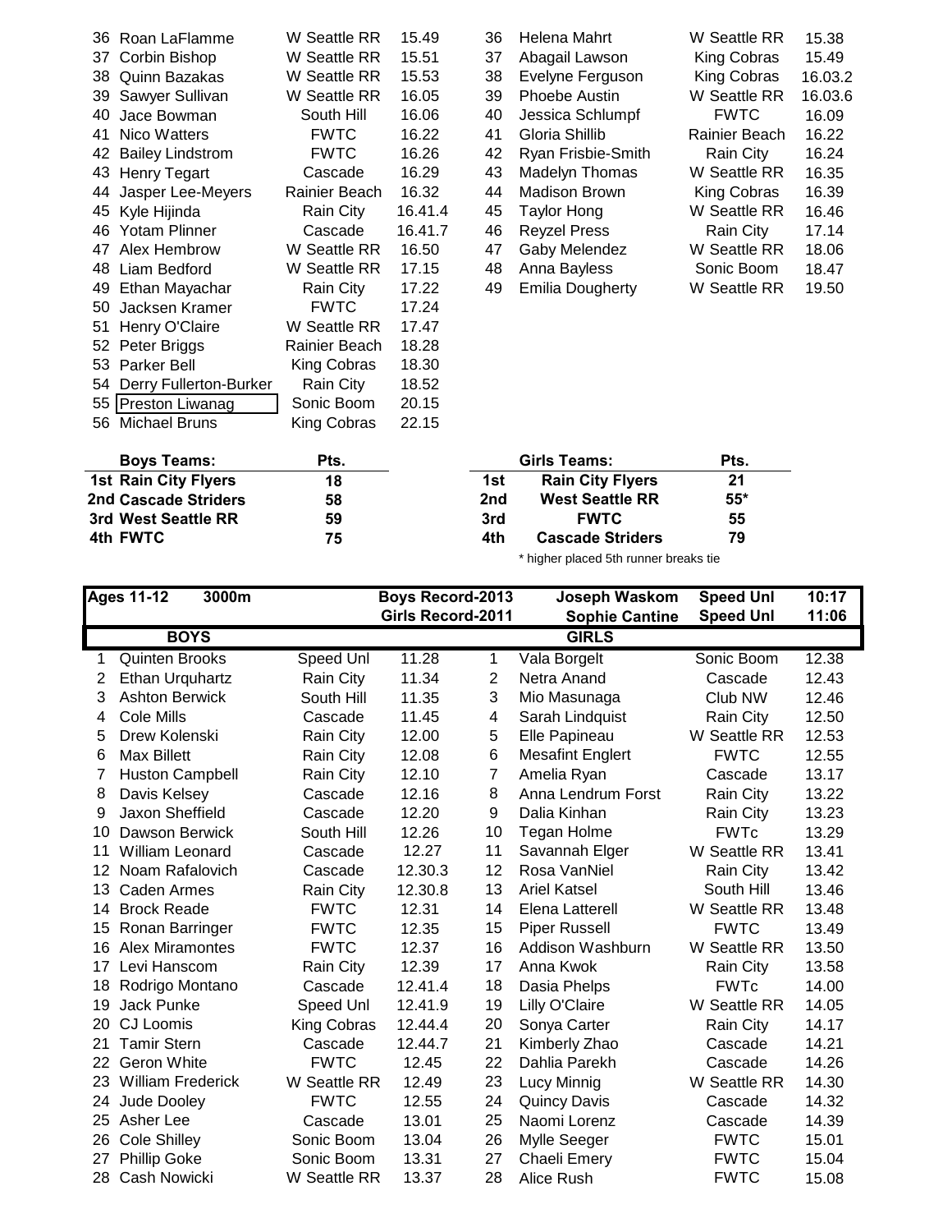| Place | Boys | Team | Time | Place | Girls | Team | Time |
|---|---|---|---|---|---|---|---|
| 36 | Roan LaFlamme | W Seattle RR | 15.49 | 36 | Helena Mahrt | W Seattle RR | 15.38 |
| 37 | Corbin Bishop | W Seattle RR | 15.51 | 37 | Abagail Lawson | King Cobras | 15.49 |
| 38 | Quinn Bazakas | W Seattle RR | 15.53 | 38 | Evelyne Ferguson | King Cobras | 16.03.2 |
| 39 | Sawyer Sullivan | W Seattle RR | 16.05 | 39 | Phoebe Austin | W Seattle RR | 16.03.6 |
| 40 | Jace Bowman | South Hill | 16.06 | 40 | Jessica Schlumpf | FWTC | 16.09 |
| 41 | Nico Watters | FWTC | 16.22 | 41 | Gloria Shillib | Rainier Beach | 16.22 |
| 42 | Bailey Lindstrom | FWTC | 16.26 | 42 | Ryan Frisbie-Smith | Rain City | 16.24 |
| 43 | Henry Tegart | Cascade | 16.29 | 43 | Madelyn Thomas | W Seattle RR | 16.35 |
| 44 | Jasper Lee-Meyers | Rainier Beach | 16.32 | 44 | Madison Brown | King Cobras | 16.39 |
| 45 | Kyle Hijinda | Rain City | 16.41.4 | 45 | Taylor Hong | W Seattle RR | 16.46 |
| 46 | Yotam Plinner | Cascade | 16.41.7 | 46 | Reyzel Press | Rain City | 17.14 |
| 47 | Alex Hembrow | W Seattle RR | 16.50 | 47 | Gaby Melendez | W Seattle RR | 18.06 |
| 48 | Liam Bedford | W Seattle RR | 17.15 | 48 | Anna Bayless | Sonic Boom | 18.47 |
| 49 | Ethan Mayachar | Rain City | 17.22 | 49 | Emilia Dougherty | W Seattle RR | 19.50 |
| 50 | Jacksen Kramer | FWTC | 17.24 | | | | |
| 51 | Henry O'Claire | W Seattle RR | 17.47 | | | | |
| 52 | Peter Briggs | Rainier Beach | 18.28 | | | | |
| 53 | Parker Bell | King Cobras | 18.30 | | | | |
| 54 | Derry Fullerton-Burker | Rain City | 18.52 | | | | |
| 55 | Preston Liwanag | Sonic Boom | 20.15 | | | | |
| 56 | Michael Bruns | King Cobras | 22.15 | | | | |

| Boys Teams: | Pts. | | Girls Teams: | Pts. |
|---|---|---|---|---|
| **1st Rain City Flyers** | **18** | **1st** | **Rain City Flyers** | **21** |
| **2nd Cascade Striders** | **58** | **2nd** | **West Seattle RR** | **55*** |
| **3rd West Seattle RR** | **59** | **3rd** | **FWTC** | **55** |
| **4th FWTC** | **75** | **4th** | **Cascade Striders** | **79** |

\* higher placed 5th runner breaks tie

| **Ages 11-12** | **3000m** | | **Boys Record-2013** | | **Joseph Waskom** | **Speed Unl** | **10:17** |
|---|---|---|---|---|---|---|---|
| | | | **Girls Record-2011** | | **Sophie Cantine** | **Speed Unl** | **11:06** |
| | **BOYS** | | | | **GIRLS** | | |
| 1 | Quinten Brooks | Speed Unl | 11.28 | 1 | Vala Borgelt | Sonic Boom | 12.38 |
| 2 | Ethan Urquhartz | Rain City | 11.34 | 2 | Netra Anand | Cascade | 12.43 |
| 3 | Ashton Berwick | South Hill | 11.35 | 3 | Mio Masunaga | Club NW | 12.46 |
| 4 | Cole Mills | Cascade | 11.45 | 4 | Sarah Lindquist | Rain City | 12.50 |
| 5 | Drew Kolenski | Rain City | 12.00 | 5 | Elle Papineau | W Seattle RR | 12.53 |
| 6 | Max Billett | Rain City | 12.08 | 6 | Mesafint Englert | FWTC | 12.55 |
| 7 | Huston Campbell | Rain City | 12.10 | 7 | Amelia Ryan | Cascade | 13.17 |
| 8 | Davis Kelsey | Cascade | 12.16 | 8 | Anna Lendrum Forst | Rain City | 13.22 |
| 9 | Jaxon Sheffield | Cascade | 12.20 | 9 | Dalia Kinhan | Rain City | 13.23 |
| 10 | Dawson Berwick | South Hill | 12.26 | 10 | Tegan Holme | FWTc | 13.29 |
| 11 | William Leonard | Cascade | 12.27 | 11 | Savannah Elger | W Seattle RR | 13.41 |
| 12 | Noam Rafalovich | Cascade | 12.30.3 | 12 | Rosa VanNiel | Rain City | 13.42 |
| 13 | Caden Armes | Rain City | 12.30.8 | 13 | Ariel Katsel | South Hill | 13.46 |
| 14 | Brock Reade | FWTC | 12.31 | 14 | Elena Latterell | W Seattle RR | 13.48 |
| 15 | Ronan Barringer | FWTC | 12.35 | 15 | Piper Russell | FWTC | 13.49 |
| 16 | Alex Miramontes | FWTC | 12.37 | 16 | Addison Washburn | W Seattle RR | 13.50 |
| 17 | Levi Hanscom | Rain City | 12.39 | 17 | Anna Kwok | Rain City | 13.58 |
| 18 | Rodrigo Montano | Cascade | 12.41.4 | 18 | Dasia Phelps | FWTc | 14.00 |
| 19 | Jack Punke | Speed Unl | 12.41.9 | 19 | Lilly O'Claire | W Seattle RR | 14.05 |
| 20 | CJ Loomis | King Cobras | 12.44.4 | 20 | Sonya Carter | Rain City | 14.17 |
| 21 | Tamir Stern | Cascade | 12.44.7 | 21 | Kimberly Zhao | Cascade | 14.21 |
| 22 | Geron White | FWTC | 12.45 | 22 | Dahlia Parekh | Cascade | 14.26 |
| 23 | William Frederick | W Seattle RR | 12.49 | 23 | Lucy Minnig | W Seattle RR | 14.30 |
| 24 | Jude Dooley | FWTC | 12.55 | 24 | Quincy Davis | Cascade | 14.32 |
| 25 | Asher Lee | Cascade | 13.01 | 25 | Naomi Lorenz | Cascade | 14.39 |
| 26 | Cole Shilley | Sonic Boom | 13.04 | 26 | Mylle Seeger | FWTC | 15.01 |
| 27 | Phillip Goke | Sonic Boom | 13.31 | 27 | Chaeli Emery | FWTC | 15.04 |
| 28 | Cash Nowicki | W Seattle RR | 13.37 | 28 | Alice Rush | FWTC | 15.08 |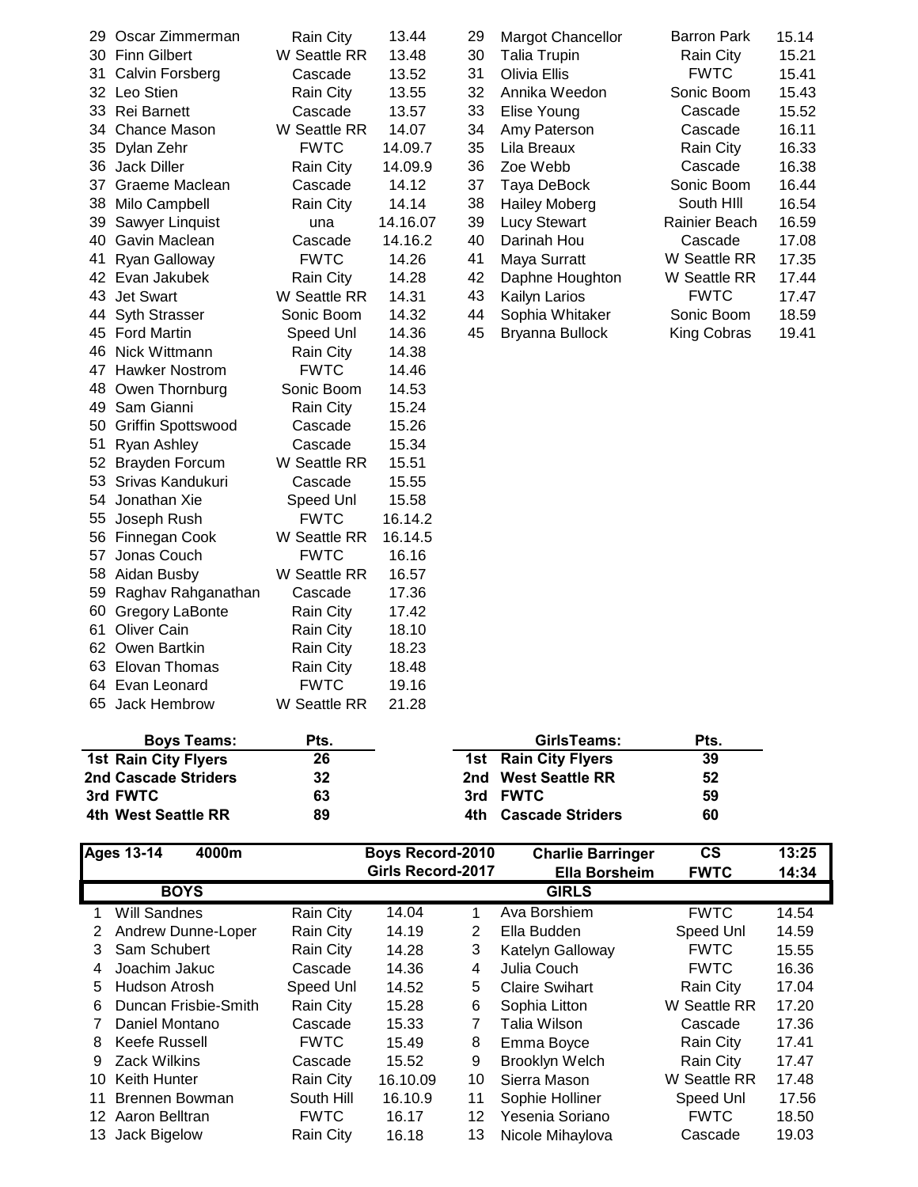| # | Boys | Team | Time | # | Girls | Team | Time |
|---|---|---|---|---|---|---|---|
| 29 | Oscar Zimmerman | Rain City | 13.44 | 29 | Margot Chancellor | Barron Park | 15.14 |
| 30 | Finn Gilbert | W Seattle RR | 13.48 | 30 | Talia Trupin | Rain City | 15.21 |
| 31 | Calvin Forsberg | Cascade | 13.52 | 31 | Olivia Ellis | FWTC | 15.41 |
| 32 | Leo Stien | Rain City | 13.55 | 32 | Annika Weedon | Sonic Boom | 15.43 |
| 33 | Rei Barnett | Cascade | 13.57 | 33 | Elise Young | Cascade | 15.52 |
| 34 | Chance Mason | W Seattle RR | 14.07 | 34 | Amy Paterson | Cascade | 16.11 |
| 35 | Dylan Zehr | FWTC | 14.09.7 | 35 | Lila Breaux | Rain City | 16.33 |
| 36 | Jack Diller | Rain City | 14.09.9 | 36 | Zoe Webb | Cascade | 16.38 |
| 37 | Graeme Maclean | Cascade | 14.12 | 37 | Taya DeBock | Sonic Boom | 16.44 |
| 38 | Milo Campbell | Rain City | 14.14 | 38 | Hailey Moberg | South HIll | 16.54 |
| 39 | Sawyer Linquist | una | 14.16.07 | 39 | Lucy Stewart | Rainier Beach | 16.59 |
| 40 | Gavin Maclean | Cascade | 14.16.2 | 40 | Darinah Hou | Cascade | 17.08 |
| 41 | Ryan Galloway | FWTC | 14.26 | 41 | Maya Surratt | W Seattle RR | 17.35 |
| 42 | Evan Jakubek | Rain City | 14.28 | 42 | Daphne Houghton | W Seattle RR | 17.44 |
| 43 | Jet Swart | W Seattle RR | 14.31 | 43 | Kailyn Larios | FWTC | 17.47 |
| 44 | Syth Strasser | Sonic Boom | 14.32 | 44 | Sophia Whitaker | Sonic Boom | 18.59 |
| 45 | Ford Martin | Speed Unl | 14.36 | 45 | Bryanna Bullock | King Cobras | 19.41 |
| 46 | Nick Wittmann | Rain City | 14.38 | | | | |
| 47 | Hawker Nostrom | FWTC | 14.46 | | | | |
| 48 | Owen Thornburg | Sonic Boom | 14.53 | | | | |
| 49 | Sam Gianni | Rain City | 15.24 | | | | |
| 50 | Griffin Spottswood | Cascade | 15.26 | | | | |
| 51 | Ryan Ashley | Cascade | 15.34 | | | | |
| 52 | Brayden Forcum | W Seattle RR | 15.51 | | | | |
| 53 | Srivas Kandukuri | Cascade | 15.55 | | | | |
| 54 | Jonathan Xie | Speed Unl | 15.58 | | | | |
| 55 | Joseph Rush | FWTC | 16.14.2 | | | | |
| 56 | Finnegan Cook | W Seattle RR | 16.14.5 | | | | |
| 57 | Jonas Couch | FWTC | 16.16 | | | | |
| 58 | Aidan Busby | W Seattle RR | 16.57 | | | | |
| 59 | Raghav Rahganathan | Cascade | 17.36 | | | | |
| 60 | Gregory LaBonte | Rain City | 17.42 | | | | |
| 61 | Oliver Cain | Rain City | 18.10 | | | | |
| 62 | Owen Bartkin | Rain City | 18.23 | | | | |
| 63 | Elovan Thomas | Rain City | 18.48 | | | | |
| 64 | Evan Leonard | FWTC | 19.16 | | | | |
| 65 | Jack Hembrow | W Seattle RR | 21.28 | | | | |

| Boys Teams: | Pts. | GirlsTeams: | Pts. |
|---|---|---|---|
| **1st Rain City Flyers** | **26** | **1st Rain City Flyers** | **39** |
| **2nd Cascade Striders** | **32** | **2nd West Seattle RR** | **52** |
| **3rd FWTC** | **63** | **3rd FWTC** | **59** |
| **4th West Seattle RR** | **89** | **4th Cascade Striders** | **60** |

| **Ages 13-14** | **4000m** | | **Boys Record-2010** | | **Charlie Barringer** | **CS** | **13:25** |
|---|---|---|---|---|---|---|---|
| | | | **Girls Record-2017** | | **Ella Borsheim** | **FWTC** | **14:34** |
| | **BOYS** | | | | **GIRLS** | | |
| 1 | Will Sandnes | Rain City | 14.04 | 1 | Ava Borshiem | FWTC | 14.54 |
| 2 | Andrew Dunne-Loper | Rain City | 14.19 | 2 | Ella Budden | Speed Unl | 14.59 |
| 3 | Sam Schubert | Rain City | 14.28 | 3 | Katelyn Galloway | FWTC | 15.55 |
| 4 | Joachim Jakuc | Cascade | 14.36 | 4 | Julia Couch | FWTC | 16.36 |
| 5 | Hudson Atrosh | Speed Unl | 14.52 | 5 | Claire Swihart | Rain City | 17.04 |
| 6 | Duncan Frisbie-Smith | Rain City | 15.28 | 6 | Sophia Litton | W Seattle RR | 17.20 |
| 7 | Daniel Montano | Cascade | 15.33 | 7 | Talia Wilson | Cascade | 17.36 |
| 8 | Keefe Russell | FWTC | 15.49 | 8 | Emma Boyce | Rain City | 17.41 |
| 9 | Zack Wilkins | Cascade | 15.52 | 9 | Brooklyn Welch | Rain City | 17.47 |
| 10 | Keith Hunter | Rain City | 16.10.09 | 10 | Sierra Mason | W Seattle RR | 17.48 |
| 11 | Brennen Bowman | South Hill | 16.10.9 | 11 | Sophie Holliner | Speed Unl | 17.56 |
| 12 | Aaron Belltran | FWTC | 16.17 | 12 | Yesenia Soriano | FWTC | 18.50 |
| 13 | Jack Bigelow | Rain City | 16.18 | 13 | Nicole Mihaylova | Cascade | 19.03 |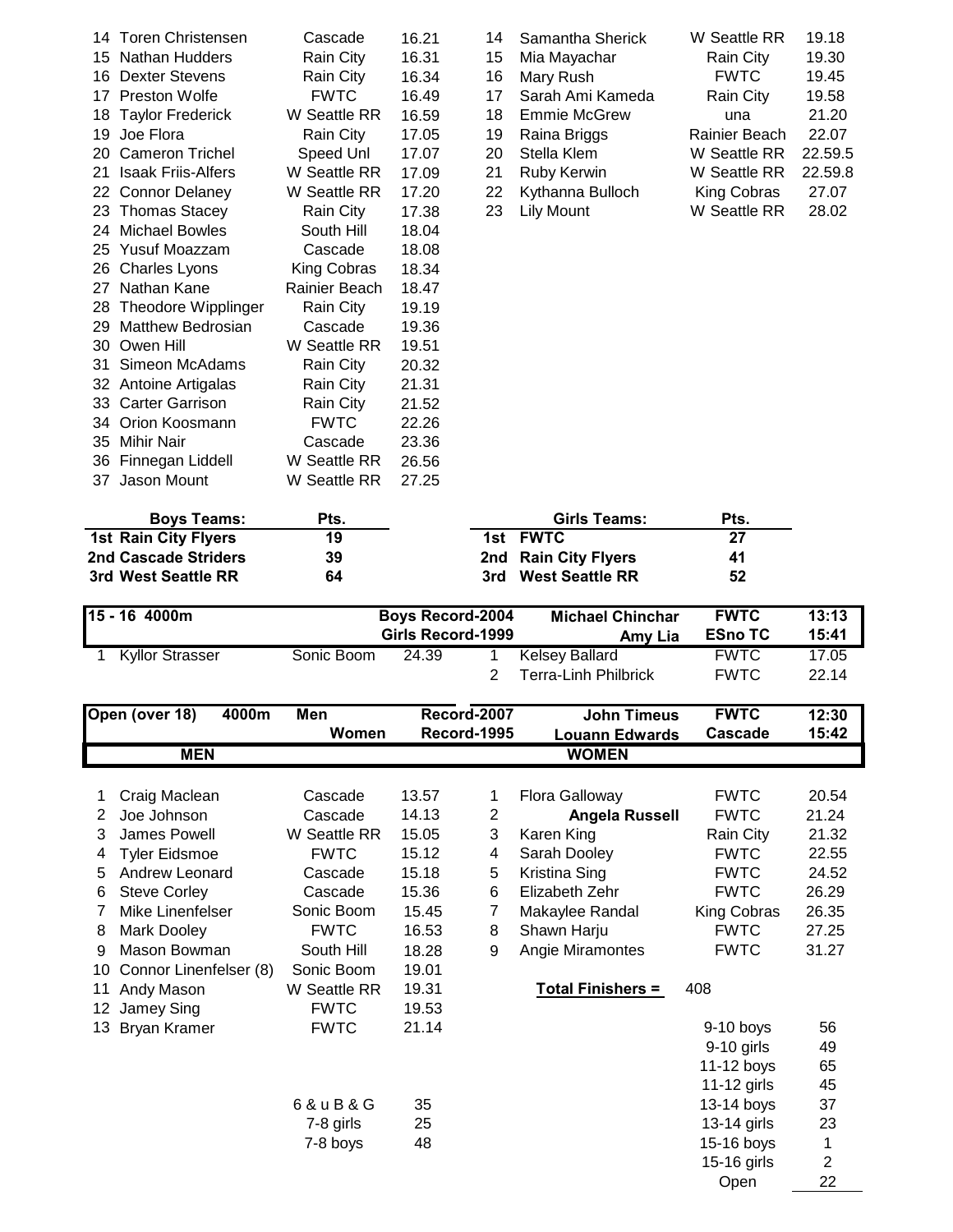| | | | | | | | |
|---|---|---|---|---|---|---|---|
| 14 | Toren Christensen | Cascade | 16.21 | 14 | Samantha Sherick | W Seattle RR | 19.18 |
| 15 | Nathan Hudders | Rain City | 16.31 | 15 | Mia Mayachar | Rain City | 19.30 |
| 16 | Dexter Stevens | Rain City | 16.34 | 16 | Mary Rush | FWTC | 19.45 |
| 17 | Preston Wolfe | FWTC | 16.49 | 17 | Sarah Ami Kameda | Rain City | 19.58 |
| 18 | Taylor Frederick | W Seattle RR | 16.59 | 18 | Emmie McGrew | una | 21.20 |
| 19 | Joe Flora | Rain City | 17.05 | 19 | Raina Briggs | Rainier Beach | 22.07 |
| 20 | Cameron Trichel | Speed Unl | 17.07 | 20 | Stella Klem | W Seattle RR | 22.59.5 |
| 21 | Isaak Friis-Alfers | W Seattle RR | 17.09 | 21 | Ruby Kerwin | W Seattle RR | 22.59.8 |
| 22 | Connor Delaney | W Seattle RR | 17.20 | 22 | Kythanna Bulloch | King Cobras | 27.07 |
| 23 | Thomas Stacey | Rain City | 17.38 | 23 | Lily Mount | W Seattle RR | 28.02 |
| 24 | Michael Bowles | South Hill | 18.04 | | | | |
| 25 | Yusuf Moazzam | Cascade | 18.08 | | | | |
| 26 | Charles Lyons | King Cobras | 18.34 | | | | |
| 27 | Nathan Kane | Rainier Beach | 18.47 | | | | |
| 28 | Theodore Wipplinger | Rain City | 19.19 | | | | |
| 29 | Matthew Bedrosian | Cascade | 19.36 | | | | |
| 30 | Owen Hill | W Seattle RR | 19.51 | | | | |
| 31 | Simeon McAdams | Rain City | 20.32 | | | | |
| 32 | Antoine Artigalas | Rain City | 21.31 | | | | |
| 33 | Carter Garrison | Rain City | 21.52 | | | | |
| 34 | Orion Koosmann | FWTC | 22.26 | | | | |
| 35 | Mihir Nair | Cascade | 23.36 | | | | |
| 36 | Finnegan Liddell | W Seattle RR | 26.56 | | | | |
| 37 | Jason Mount | W Seattle RR | 27.25 | | | | |

| **Boys Teams:** | **Pts.** | | **Girls Teams:** | **Pts.** |
|---|---|---|---|---|
| **1st Rain City Flyers** | **19** | **1st** | **FWTC** | **27** |
| **2nd Cascade Striders** | **39** | **2nd** | **Rain City Flyers** | **41** |
| **3rd West Seattle RR** | **64** | **3rd** | **West Seattle RR** | **52** |

| **15 - 16 4000m** | | **Boys Record-2004** | | **Michael Chinchar** | **FWTC** | **13:13** |
|---|---|---|---|---|---|---|
| | | **Girls Record-1999** | | **Amy Lia** | **ESno TC** | **15:41** |
| 1 Kyllor Strasser | Sonic Boom | 24.39 | 1 | Kelsey Ballard | FWTC | 17.05 |
| | | | 2 | Terra-Linh Philbrick | FWTC | 22.14 |

| **Open (over 18) 4000m** | **Men** | **Record-2007** | **John Timeus** | **FWTC** | **12:30** |
|---|---|---|---|---|---|
| | **Women** | **Record-1995** | **Louann Edwards** | **Cascade** | **15:42** |

| **MEN** | | | | **WOMEN** | | | |
|---|---|---|---|---|---|---|---|
| 1 | Craig Maclean | Cascade | 13.57 | 1 | Flora Galloway | FWTC | 20.54 |
| 2 | Joe Johnson | Cascade | 14.13 | 2 | **Angela Russell** | FWTC | 21.24 |
| 3 | James Powell | W Seattle RR | 15.05 | 3 | Karen King | Rain City | 21.32 |
| 4 | Tyler Eidsmoe | FWTC | 15.12 | 4 | Sarah Dooley | FWTC | 22.55 |
| 5 | Andrew Leonard | Cascade | 15.18 | 5 | Kristina Sing | FWTC | 24.52 |
| 6 | Steve Corley | Cascade | 15.36 | 6 | Elizabeth Zehr | FWTC | 26.29 |
| 7 | Mike Linenfelser | Sonic Boom | 15.45 | 7 | Makaylee Randal | King Cobras | 26.35 |
| 8 | Mark Dooley | FWTC | 16.53 | 8 | Shawn Harju | FWTC | 27.25 |
| 9 | Mason Bowman | South Hill | 18.28 | 9 | Angie Miramontes | FWTC | 31.27 |
| 10 | Connor Linenfelser (8) | Sonic Boom | 19.01 | | | | |
| 11 | Andy Mason | W Seattle RR | 19.31 | | | | |
| 12 | Jamey Sing | FWTC | 19.53 | | | | |
| 13 | Bryan Kramer | FWTC | 21.14 | | | | |

**Total Finishers =** 408

| Category | Count |
|---|---|
| 6 & u B & G | 35 |
| 7-8 girls | 25 |
| 7-8 boys | 48 |
| 9-10 boys | 56 |
| 9-10 girls | 49 |
| 11-12 boys | 65 |
| 11-12 girls | 45 |
| 13-14 boys | 37 |
| 13-14 girls | 23 |
| 15-16 boys | 1 |
| 15-16 girls | 2 |
| Open | 22 |